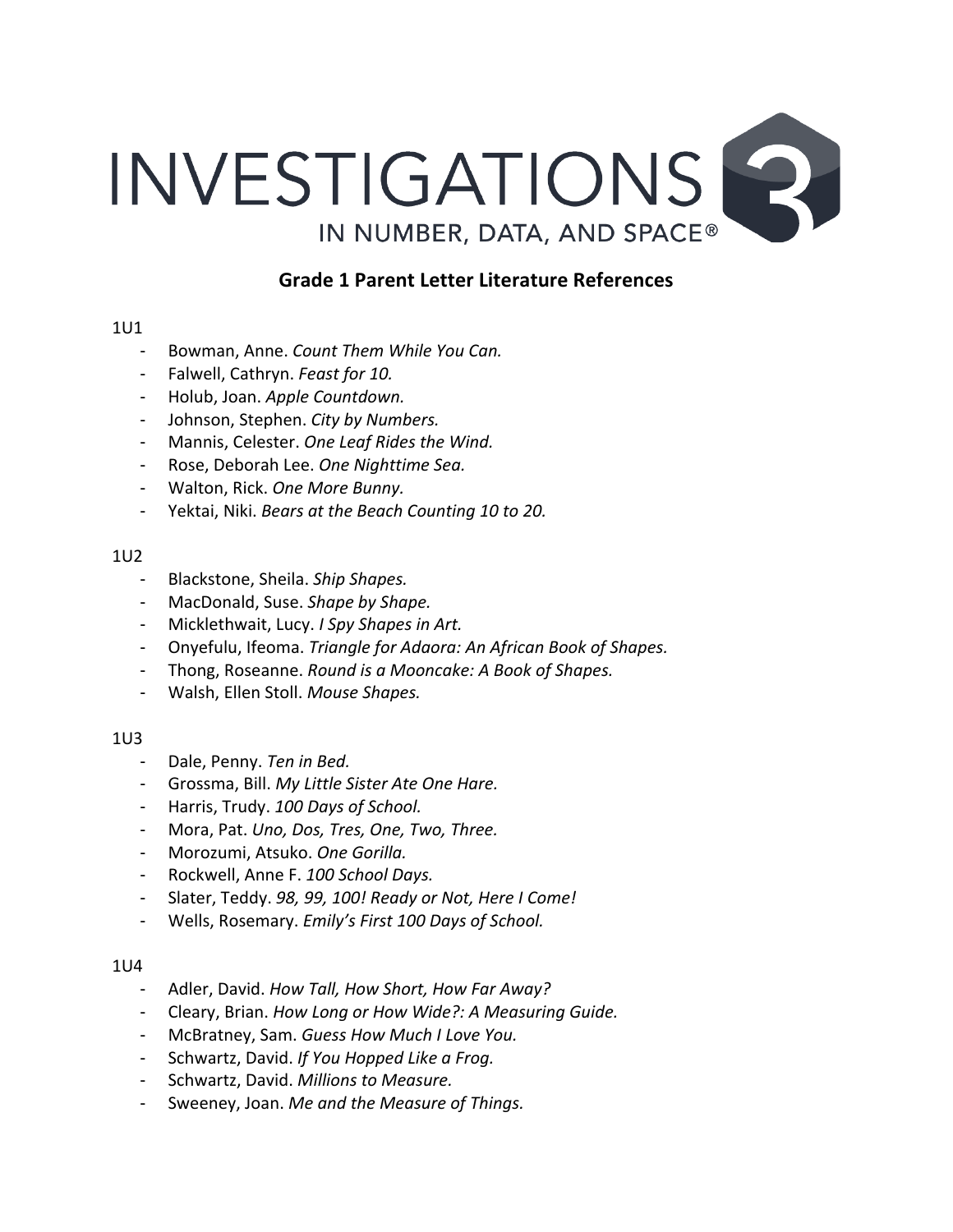# INVESTIGATIONS 3

IN NUMBER, DATA, AND SPACE®

## Grade 1 Parent Letter Literature References

1U1

- Bowman, Anne. *Count Them While You Can.*
- Falwell, Cathryn. *Feast for 10.*
- Holub, Joan. *Apple Countdown.*
- Johnson, Stephen. *City by Numbers.*
- Mannis, Celester. *One Leaf Rides the Wind.*
- Rose, Deborah Lee. *One Nighttime Sea.*
- Walton, Rick. *One More Bunny.*
- Yektai, Niki. *Bears at the Beach Counting 10 to 20.*

1U2

- Blackstone, Sheila. *Ship Shapes.*
- MacDonald, Suse. *Shape by Shape.*
- Micklethwait, Lucy. *I Spy Shapes in Art.*
- Onyefulu, Ifeoma. *Triangle for Adaora: An African Book of Shapes.*
- Thong, Roseanne. *Round is a Mooncake: A Book of Shapes.*
- Walsh, Ellen Stoll. *Mouse Shapes.*

1U3

- Dale, Penny. *Ten in Bed.*
- Grossma, Bill. *My Little Sister Ate One Hare.*
- Harris, Trudy. *100 Days of School.*
- Mora, Pat. *Uno, Dos, Tres, One, Two, Three.*
- Morozumi, Atsuko. *One Gorilla.*
- Rockwell, Anne F. *100 School Days.*
- Slater, Teddy. *98, 99, 100! Ready or Not, Here I Come!*
- Wells, Rosemary. *Emily's First 100 Days of School.*

1U4

- Adler, David. *How Tall, How Short, How Far Away?*
- Cleary, Brian. *How Long or How Wide?: A Measuring Guide.*
- McBratney, Sam. *Guess How Much I Love You.*
- Schwartz, David. *If You Hopped Like a Frog.*
- Schwartz, David. *Millions to Measure.*
- Sweeney, Joan. *Me and the Measure of Things.*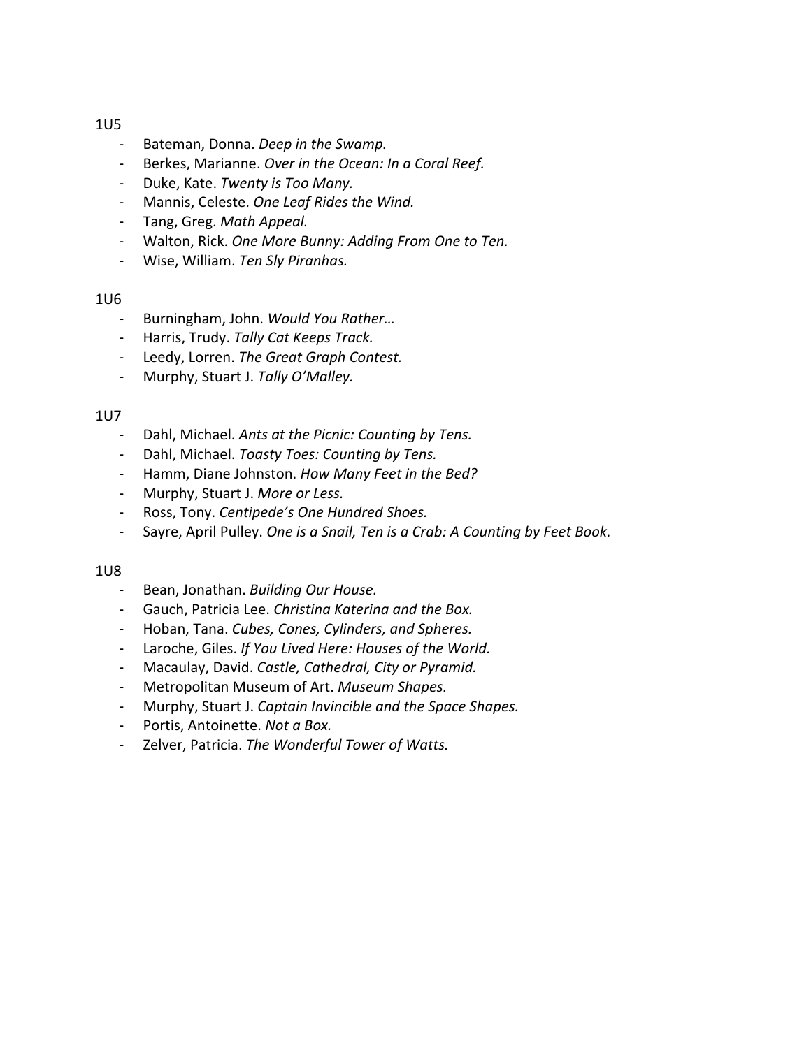1U5

- Bateman, Donna. *Deep in the Swamp.*
- Berkes, Marianne. *Over in the Ocean: In a Coral Reef.*
- Duke, Kate. *Twenty is Too Many.*
- Mannis, Celeste. *One Leaf Rides the Wind.*
- Tang, Greg. *Math Appeal.*
- Walton, Rick. *One More Bunny: Adding From One to Ten.*
- Wise, William. *Ten Sly Piranhas.*

1U6

- Burningham, John. *Would You Rather…*
- Harris, Trudy. *Tally Cat Keeps Track.*
- Leedy, Lorren. *The Great Graph Contest.*
- Murphy, Stuart J. *Tally O'Malley.*

1U7

- Dahl, Michael. *Ants at the Picnic: Counting by Tens.*
- Dahl, Michael. *Toasty Toes: Counting by Tens.*
- Hamm, Diane Johnston. *How Many Feet in the Bed?*
- Murphy, Stuart J. *More or Less.*
- Ross, Tony. *Centipede's One Hundred Shoes.*
- Sayre, April Pulley. *One is a Snail, Ten is a Crab: A Counting by Feet Book.*

1U8

- Bean, Jonathan. *Building Our House.*
- Gauch, Patricia Lee. *Christina Katerina and the Box.*
- Hoban, Tana. *Cubes, Cones, Cylinders, and Spheres.*
- Laroche, Giles. *If You Lived Here: Houses of the World.*
- Macaulay, David. *Castle, Cathedral, City or Pyramid.*
- Metropolitan Museum of Art. *Museum Shapes.*
- Murphy, Stuart J. *Captain Invincible and the Space Shapes.*
- Portis, Antoinette. *Not a Box.*
- Zelver, Patricia. *The Wonderful Tower of Watts.*